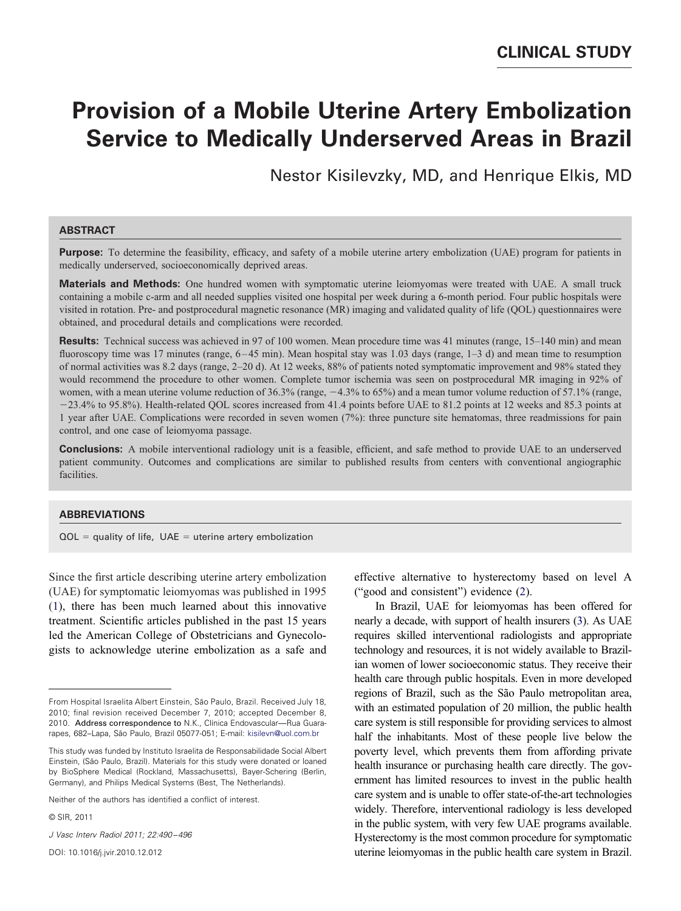CLINICAL STUDY

# Provision of a Mobile Uterine Artery Embolization Service to Medically Underserved Areas in Brazil

Nestor Kisilevzky, MD, and Henrique Elkis, MD

## ABSTRACT

**Purpose:** To determine the feasibility, efficacy, and safety of a mobile uterine artery embolization (UAE) program for patients in medically underserved, socioeconomically deprived areas.

**Materials and Methods:** One hundred women with symptomatic uterine leiomyomas were treated with UAE. A small truck containing a mobile c-arm and all needed supplies visited one hospital per week during a 6-month period. Four public hospitals were visited in rotation. Pre- and postprocedural magnetic resonance (MR) imaging and validated quality of life (QOL) questionnaires were obtained, and procedural details and complications were recorded.

**Results:** Technical success was achieved in 97 of 100 women. Mean procedure time was 41 minutes (range, 15–140 min) and mean fluoroscopy time was 17 minutes (range, 6–45 min). Mean hospital stay was 1.03 days (range, 1–3 d) and mean time to resumption of normal activities was 8.2 days (range, 2–20 d). At 12 weeks, 88% of patients noted symptomatic improvement and 98% stated they would recommend the procedure to other women. Complete tumor ischemia was seen on postprocedural MR imaging in 92% of women, with a mean uterine volume reduction of 36.3% (range, −4.3% to 65%) and a mean tumor volume reduction of 57.1% (range, −23.4% to 95.8%). Health-related QOL scores increased from 41.4 points before UAE to 81.2 points at 12 weeks and 85.3 points at 1 year after UAE. Complications were recorded in seven women (7%): three puncture site hematomas, three readmissions for pain control, and one case of leiomyoma passage.

**Conclusions:** A mobile interventional radiology unit is a feasible, efficient, and safe method to provide UAE to an underserved patient community. Outcomes and complications are similar to published results from centers with conventional angiographic facilities.

## ABBREVIATIONS

QOL = quality of life, UAE = uterine artery embolization

Since the first article describing uterine artery embolization (UAE) for symptomatic leiomyomas was published in 1995 (1), there has been much learned about this innovative treatment. Scientific articles published in the past 15 years led the American College of Obstetricians and Gynecologists to acknowledge uterine embolization as a safe and effective alternative to hysterectomy based on level A ("good and consistent") evidence (2).

In Brazil, UAE for leiomyomas has been offered for nearly a decade, with support of health insurers (3). As UAE requires skilled interventional radiologists and appropriate technology and resources, it is not widely available to Brazilian women of lower socioeconomic status. They receive their health care through public hospitals. Even in more developed regions of Brazil, such as the São Paulo metropolitan area, with an estimated population of 20 million, the public health care system is still responsible for providing services to almost half the inhabitants. Most of these people live below the poverty level, which prevents them from affording private health insurance or purchasing health care directly. The government has limited resources to invest in the public health care system and is unable to offer state-of-the-art technologies widely. Therefore, interventional radiology is less developed in the public system, with very few UAE programs available. Hysterectomy is the most common procedure for symptomatic uterine leiomyomas in the public health care system in Brazil.

---

From Hospital Israelita Albert Einstein, São Paulo, Brazil. Received July 18, 2010; final revision received December 7, 2010; accepted December 8, 2010. Address correspondence to N.K., Clínica Endovascular—Rua Guararapes, 682–Lapa, São Paulo, Brazil 05077-051; E-mail: kisilevn@uol.com.br

This study was funded by Instituto Israelita de Responsabilidade Social Albert Einstein, (São Paulo, Brazil). Materials for this study were donated or loaned by BioSphere Medical (Rockland, Massachusetts), Bayer-Schering (Berlin, Germany), and Philips Medical Systems (Best, The Netherlands).

Neither of the authors has identified a conflict of interest.

© SIR, 2011

J Vasc Interv Radiol 2011; 22:490–496

DOI: 10.1016/j.jvir.2010.12.012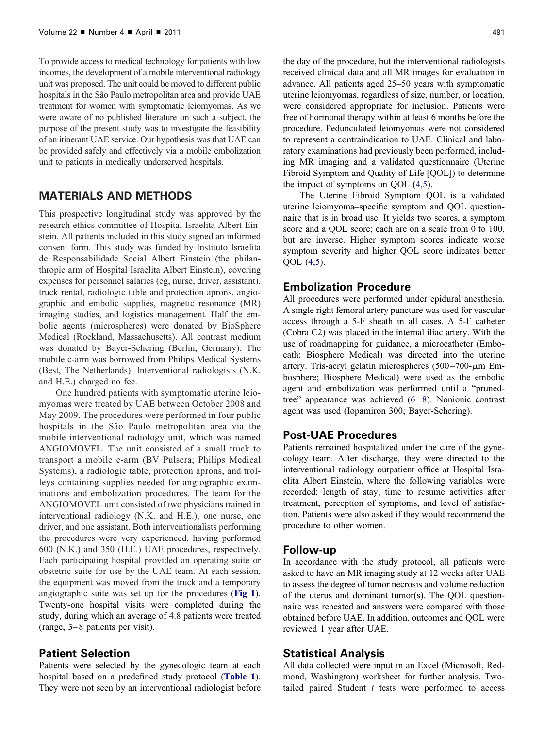To provide access to medical technology for patients with low incomes, the development of a mobile interventional radiology unit was proposed. The unit could be moved to different public hospitals in the São Paulo metropolitan area and provide UAE treatment for women with symptomatic leiomyomas. As we were aware of no published literature on such a subject, the purpose of the present study was to investigate the feasibility of an itinerant UAE service. Our hypothesis was that UAE can be provided safely and effectively via a mobile embolization unit to patients in medically underserved hospitals.

## MATERIALS AND METHODS

This prospective longitudinal study was approved by the research ethics committee of Hospital Israelita Albert Einstein. All patients included in this study signed an informed consent form. This study was funded by Instituto Israelita de Responsabilidade Social Albert Einstein (the philanthropic arm of Hospital Israelita Albert Einstein), covering expenses for personnel salaries (eg, nurse, driver, assistant), truck rental, radiologic table and protection aprons, angiographic and embolic supplies, magnetic resonance (MR) imaging studies, and logistics management. Half the embolic agents (microspheres) were donated by BioSphere Medical (Rockland, Massachusetts). All contrast medium was donated by Bayer-Schering (Berlin, Germany). The mobile c-arm was borrowed from Philips Medical Systems (Best, The Netherlands). Interventional radiologists (N.K. and H.E.) charged no fee.

One hundred patients with symptomatic uterine leiomyomas were treated by UAE between October 2008 and May 2009. The procedures were performed in four public hospitals in the São Paulo metropolitan area via the mobile interventional radiology unit, which was named ANGIOMOVEL. The unit consisted of a small truck to transport a mobile c-arm (BV Pulsera; Philips Medical Systems), a radiologic table, protection aprons, and trolleys containing supplies needed for angiographic examinations and embolization procedures. The team for the ANGIOMOVEL unit consisted of two physicians trained in interventional radiology (N.K. and H.E.), one nurse, one driver, and one assistant. Both interventionalists performing the procedures were very experienced, having performed 600 (N.K.) and 350 (H.E.) UAE procedures, respectively. Each participating hospital provided an operating suite or obstetric suite for use by the UAE team. At each session, the equipment was moved from the truck and a temporary angiographic suite was set up for the procedures (**Fig 1**). Twenty-one hospital visits were completed during the study, during which an average of 4.8 patients were treated (range, 3–8 patients per visit).

### Patient Selection

Patients were selected by the gynecologic team at each hospital based on a predefined study protocol (**Table 1**). They were not seen by an interventional radiologist before the day of the procedure, but the interventional radiologists received clinical data and all MR images for evaluation in advance. All patients aged 25–50 years with symptomatic uterine leiomyomas, regardless of size, number, or location, were considered appropriate for inclusion. Patients were free of hormonal therapy within at least 6 months before the procedure. Pedunculated leiomyomas were not considered to represent a contraindication to UAE. Clinical and laboratory examinations had previously been performed, including MR imaging and a validated questionnaire (Uterine Fibroid Symptom and Quality of Life [QOL]) to determine the impact of symptoms on QOL (4,5).

The Uterine Fibroid Symptom QOL is a validated uterine leiomyoma–specific symptom and QOL questionnaire that is in broad use. It yields two scores, a symptom score and a QOL score; each are on a scale from 0 to 100, but are inverse. Higher symptom scores indicate worse symptom severity and higher QOL score indicates better QOL (4,5).

### Embolization Procedure

All procedures were performed under epidural anesthesia. A single right femoral artery puncture was used for vascular access through a 5-F sheath in all cases. A 5-F catheter (Cobra C2) was placed in the internal iliac artery. With the use of roadmapping for guidance, a microcatheter (Embocath; Biosphere Medical) was directed into the uterine artery. Tris-acryl gelatin microspheres (500–700-$\mu$m Embosphere; Biosphere Medical) were used as the embolic agent and embolization was performed until a "pruned-tree" appearance was achieved (6–8). Nonionic contrast agent was used (Iopamiron 300; Bayer-Schering).

### Post-UAE Procedures

Patients remained hospitalized under the care of the gynecology team. After discharge, they were directed to the interventional radiology outpatient office at Hospital Israelita Albert Einstein, where the following variables were recorded: length of stay, time to resume activities after treatment, perception of symptoms, and level of satisfaction. Patients were also asked if they would recommend the procedure to other women.

### Follow-up

In accordance with the study protocol, all patients were asked to have an MR imaging study at 12 weeks after UAE to assess the degree of tumor necrosis and volume reduction of the uterus and dominant tumor(s). The QOL questionnaire was repeated and answers were compared with those obtained before UAE. In addition, outcomes and QOL were reviewed 1 year after UAE.

### Statistical Analysis

All data collected were input in an Excel (Microsoft, Redmond, Washington) worksheet for further analysis. Two-tailed paired Student *t* tests were performed to access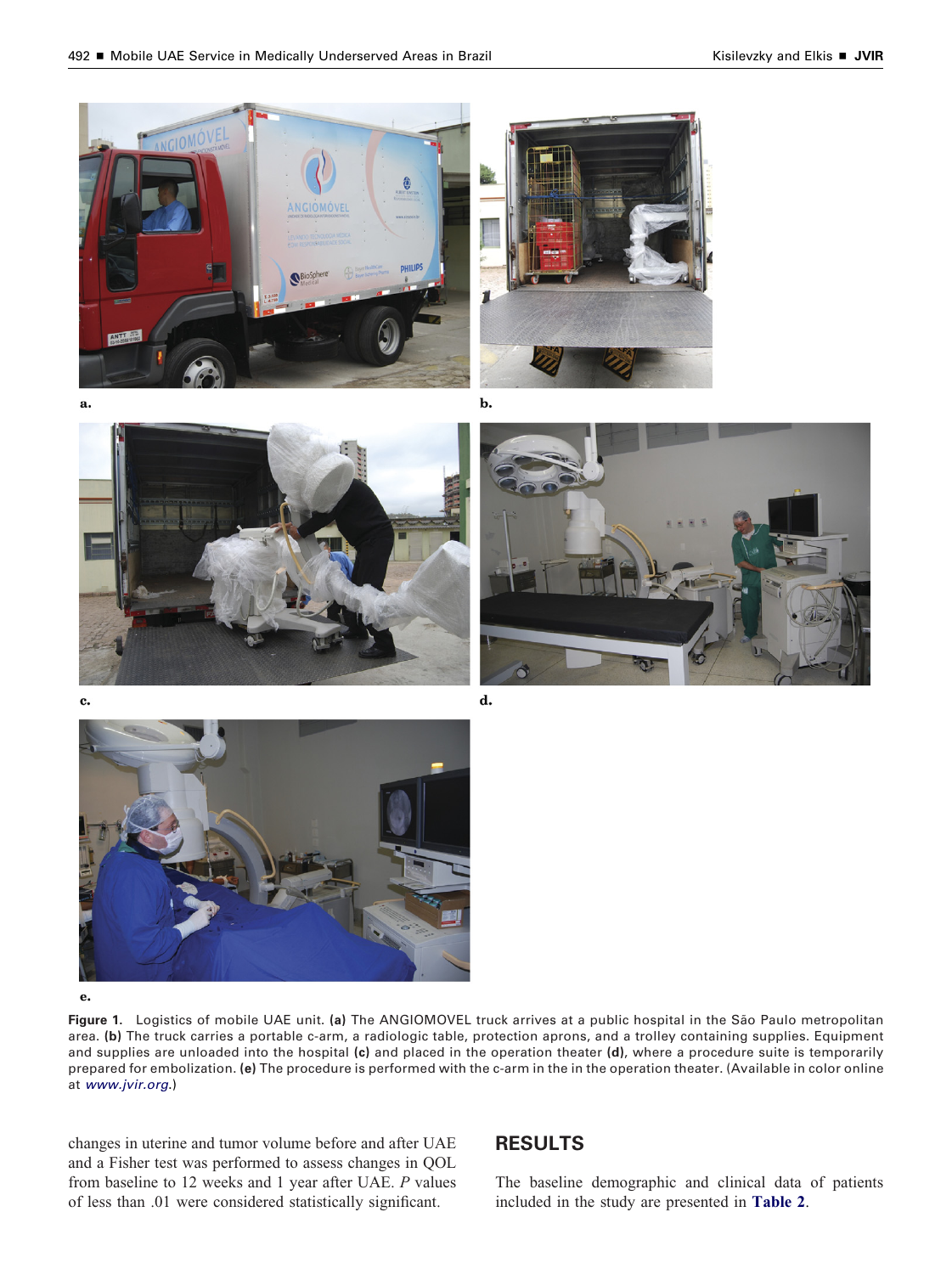Figure 1. Logistics of mobile UAE unit. **(a)** The ANGIOMOVEL truck arrives at a public hospital in the São Paulo metropolitan area. **(b)** The truck carries a portable c-arm, a radiologic table, protection aprons, and a trolley containing supplies. Equipment and supplies are unloaded into the hospital **(c)** and placed in the operation theater **(d)**, where a procedure suite is temporarily prepared for embolization. **(e)** The procedure is performed with the c-arm in the in the operation theater. (Available in color online at *www.jvir.org*.)

changes in uterine and tumor volume before and after UAE and a Fisher test was performed to assess changes in QOL from baseline to 12 weeks and 1 year after UAE. *P* values of less than .01 were considered statistically significant.

## RESULTS

The baseline demographic and clinical data of patients included in the study are presented in **Table 2**.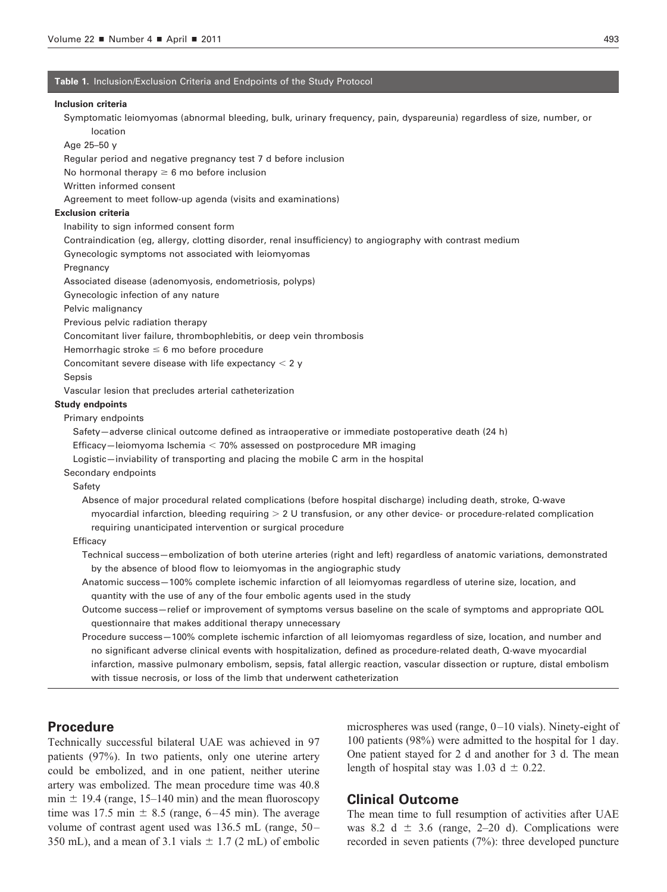**Table 1.** Inclusion/Exclusion Criteria and Endpoints of the Study Protocol

**Inclusion criteria**

- Symptomatic leiomyomas (abnormal bleeding, bulk, urinary frequency, pain, dyspareunia) regardless of size, number, or location
- Age 25–50 y
- Regular period and negative pregnancy test 7 d before inclusion
- No hormonal therapy ≥ 6 mo before inclusion
- Written informed consent
- Agreement to meet follow-up agenda (visits and examinations)

**Exclusion criteria**

- Inability to sign informed consent form
- Contraindication (eg, allergy, clotting disorder, renal insufficiency) to angiography with contrast medium
- Gynecologic symptoms not associated with leiomyomas
- Pregnancy
- Associated disease (adenomyosis, endometriosis, polyps)
- Gynecologic infection of any nature
- Pelvic malignancy
- Previous pelvic radiation therapy
- Concomitant liver failure, thrombophlebitis, or deep vein thrombosis
- Hemorrhagic stroke ≤ 6 mo before procedure
- Concomitant severe disease with life expectancy < 2 y
- Sepsis
- Vascular lesion that precludes arterial catheterization

**Study endpoints**

- Primary endpoints
  - Safety—adverse clinical outcome defined as intraoperative or immediate postoperative death (24 h)
  - Efficacy—leiomyoma Ischemia < 70% assessed on postprocedure MR imaging
  - Logistic—inviability of transporting and placing the mobile C arm in the hospital
- Secondary endpoints
  - Safety
    - Absence of major procedural related complications (before hospital discharge) including death, stroke, Q-wave myocardial infarction, bleeding requiring > 2 U transfusion, or any other device- or procedure-related complication requiring unanticipated intervention or surgical procedure
  - Efficacy
    - Technical success—embolization of both uterine arteries (right and left) regardless of anatomic variations, demonstrated by the absence of blood flow to leiomyomas in the angiographic study
    - Anatomic success—100% complete ischemic infarction of all leiomyomas regardless of uterine size, location, and quantity with the use of any of the four embolic agents used in the study
    - Outcome success—relief or improvement of symptoms versus baseline on the scale of symptoms and appropriate QOL questionnaire that makes additional therapy unnecessary
    - Procedure success—100% complete ischemic infarction of all leiomyomas regardless of size, location, and number and no significant adverse clinical events with hospitalization, defined as procedure-related death, Q-wave myocardial infarction, massive pulmonary embolism, sepsis, fatal allergic reaction, vascular dissection or rupture, distal embolism with tissue necrosis, or loss of the limb that underwent catheterization

## Procedure

Technically successful bilateral UAE was achieved in 97 patients (97%). In two patients, only one uterine artery could be embolized, and in one patient, neither uterine artery was embolized. The mean procedure time was 40.8 min ± 19.4 (range, 15–140 min) and the mean fluoroscopy time was 17.5 min ± 8.5 (range, 6–45 min). The average volume of contrast agent used was 136.5 mL (range, 50–350 mL), and a mean of 3.1 vials ± 1.7 (2 mL) of embolic microspheres was used (range, 0–10 vials). Ninety-eight of 100 patients (98%) were admitted to the hospital for 1 day. One patient stayed for 2 d and another for 3 d. The mean length of hospital stay was 1.03 d ± 0.22.

## Clinical Outcome

The mean time to full resumption of activities after UAE was 8.2 d ± 3.6 (range, 2–20 d). Complications were recorded in seven patients (7%): three developed puncture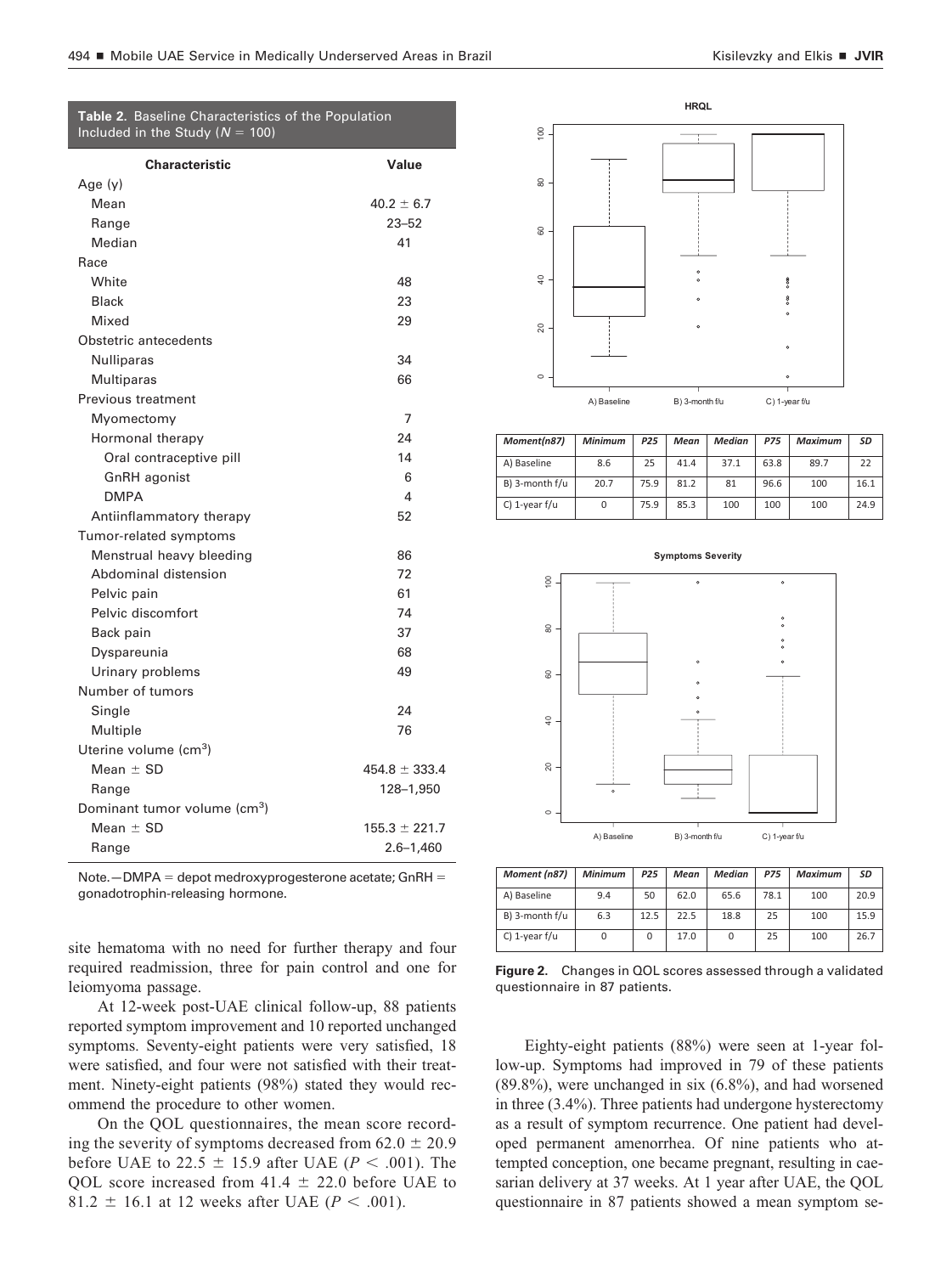**Table 2.** Baseline Characteristics of the Population Included in the Study ($N = 100$)

| Characteristic | Value |
|---|---|
| Age (y) | |
| Mean | $40.2 \pm 6.7$ |
| Range | 23–52 |
| Median | 41 |
| Race | |
| White | 48 |
| Black | 23 |
| Mixed | 29 |
| Obstetric antecedents | |
| Nulliparas | 34 |
| Multiparas | 66 |
| Previous treatment | |
| Myomectomy | 7 |
| Hormonal therapy | 24 |
| Oral contraceptive pill | 14 |
| GnRH agonist | 6 |
| DMPA | 4 |
| Antiinflammatory therapy | 52 |
| Tumor-related symptoms | |
| Menstrual heavy bleeding | 86 |
| Abdominal distension | 72 |
| Pelvic pain | 61 |
| Pelvic discomfort | 74 |
| Back pain | 37 |
| Dyspareunia | 68 |
| Urinary problems | 49 |
| Number of tumors | |
| Single | 24 |
| Multiple | 76 |
| Uterine volume ($cm^3$) | |
| Mean ± SD | $454.8 \pm 333.4$ |
| Range | 128–1,950 |
| Dominant tumor volume ($cm^3$) | |
| Mean ± SD | $155.3 \pm 221.7$ |
| Range | 2.6–1,460 |

Note.—DMPA = depot medroxyprogesterone acetate; GnRH = gonadotrophin-releasing hormone.

site hematoma with no need for further therapy and four required readmission, three for pain control and one for leiomyoma passage.

At 12-week post-UAE clinical follow-up, 88 patients reported symptom improvement and 10 reported unchanged symptoms. Seventy-eight patients were very satisfied, 18 were satisfied, and four were not satisfied with their treatment. Ninety-eight patients (98%) stated they would recommend the procedure to other women.

On the QOL questionnaires, the mean score recording the severity of symptoms decreased from $62.0 \pm 20.9$ before UAE to $22.5 \pm 15.9$ after UAE ($P < .001$). The QOL score increased from $41.4 \pm 22.0$ before UAE to $81.2 \pm 16.1$ at 12 weeks after UAE ($P < .001$).

**HRQL**

| Moment(n87) | Minimum | P25 | Mean | Median | P75 | Maximum | SD |
|---|---|---|---|---|---|---|---|
| A) Baseline | 8.6 | 25 | 41.4 | 37.1 | 63.8 | 89.7 | 22 |
| B) 3-month f/u | 20.7 | 75.9 | 81.2 | 81 | 96.6 | 100 | 16.1 |
| C) 1-year f/u | 0 | 75.9 | 85.3 | 100 | 100 | 100 | 24.9 |

**Symptoms Severity**

| Moment (n87) | Minimum | P25 | Mean | Median | P75 | Maximum | SD |
|---|---|---|---|---|---|---|---|
| A) Baseline | 9.4 | 50 | 62.0 | 65.6 | 78.1 | 100 | 20.9 |
| B) 3-month f/u | 6.3 | 12.5 | 22.5 | 18.8 | 25 | 100 | 15.9 |
| C) 1-year f/u | 0 | 0 | 17.0 | 0 | 25 | 100 | 26.7 |

**Figure 2.** Changes in QOL scores assessed through a validated questionnaire in 87 patients.

Eighty-eight patients (88%) were seen at 1-year follow-up. Symptoms had improved in 79 of these patients (89.8%), were unchanged in six (6.8%), and had worsened in three (3.4%). Three patients had undergone hysterectomy as a result of symptom recurrence. One patient had developed permanent amenorrhea. Of nine patients who attempted conception, one became pregnant, resulting in caesarian delivery at 37 weeks. At 1 year after UAE, the QOL questionnaire in 87 patients showed a mean symptom se-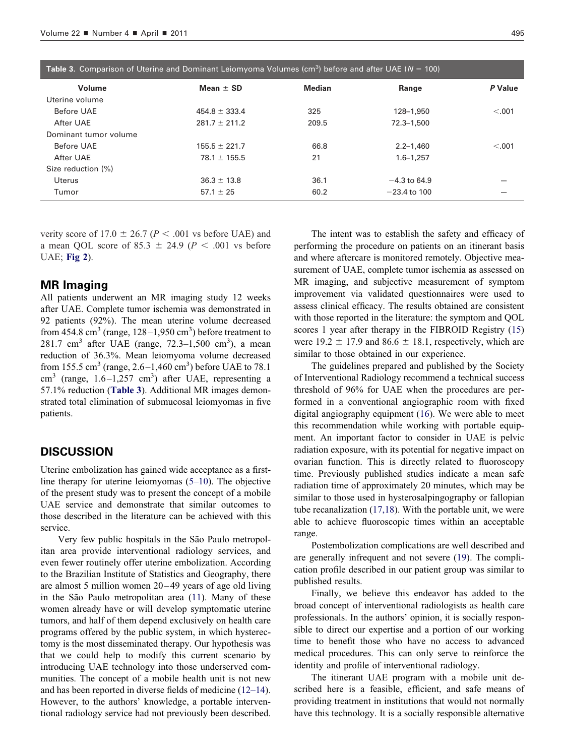**Table 3.** Comparison of Uterine and Dominant Leiomyoma Volumes ($cm^3$) before and after UAE ($N$ = 100)

| Volume | Mean ± SD | Median | Range | *P* Value |
|---|---|---|---|---|
| Uterine volume | | | | |
| Before UAE | 454.8 ± 333.4 | 325 | 128–1,950 | <.001 |
| After UAE | 281.7 ± 211.2 | 209.5 | 72.3–1,500 | |
| Dominant tumor volume | | | | |
| Before UAE | 155.5 ± 221.7 | 66.8 | 2.2–1,460 | <.001 |
| After UAE | 78.1 ± 155.5 | 21 | 1.6–1,257 | |
| Size reduction (%) | | | | |
| Uterus | 36.3 ± 13.8 | 36.1 | −4.3 to 64.9 | — |
| Tumor | 57.1 ± 25 | 60.2 | −23.4 to 100 | — |

verity score of 17.0 ± 26.7 ($P$ < .001 vs before UAE) and a mean QOL score of 85.3 ± 24.9 ($P$ < .001 vs before UAE; **Fig 2**).

## MR Imaging

All patients underwent an MR imaging study 12 weeks after UAE. Complete tumor ischemia was demonstrated in 92 patients (92%). The mean uterine volume decreased from 454.8 $cm^3$ (range, 128–1,950 $cm^3$) before treatment to 281.7 $cm^3$ after UAE (range, 72.3–1,500 $cm^3$), a mean reduction of 36.3%. Mean leiomyoma volume decreased from 155.5 $cm^3$ (range, 2.6–1,460 $cm^3$) before UAE to 78.1 $cm^3$ (range, 1.6–1,257 $cm^3$) after UAE, representing a 57.1% reduction (**Table 3**). Additional MR images demonstrated total elimination of submucosal leiomyomas in five patients.

# DISCUSSION

Uterine embolization has gained wide acceptance as a first-line therapy for uterine leiomyomas (5–10). The objective of the present study was to present the concept of a mobile UAE service and demonstrate that similar outcomes to those described in the literature can be achieved with this service.

Very few public hospitals in the São Paulo metropolitan area provide interventional radiology services, and even fewer routinely offer uterine embolization. According to the Brazilian Institute of Statistics and Geography, there are almost 5 million women 20–49 years of age old living in the São Paulo metropolitan area (11). Many of these women already have or will develop symptomatic uterine tumors, and half of them depend exclusively on health care programs offered by the public system, in which hysterectomy is the most disseminated therapy. Our hypothesis was that we could help to modify this current scenario by introducing UAE technology into those underserved communities. The concept of a mobile health unit is not new and has been reported in diverse fields of medicine (12–14). However, to the authors' knowledge, a portable interventional radiology service had not previously been described.

The intent was to establish the safety and efficacy of performing the procedure on patients on an itinerant basis and where aftercare is monitored remotely. Objective measurement of UAE, complete tumor ischemia as assessed on MR imaging, and subjective measurement of symptom improvement via validated questionnaires were used to assess clinical efficacy. The results obtained are consistent with those reported in the literature: the symptom and QOL scores 1 year after therapy in the FIBROID Registry (15) were 19.2 ± 17.9 and 86.6 ± 18.1, respectively, which are similar to those obtained in our experience.

The guidelines prepared and published by the Society of Interventional Radiology recommend a technical success threshold of 96% for UAE when the procedures are performed in a conventional angiographic room with fixed digital angiography equipment (16). We were able to meet this recommendation while working with portable equipment. An important factor to consider in UAE is pelvic radiation exposure, with its potential for negative impact on ovarian function. This is directly related to fluoroscopy time. Previously published studies indicate a mean safe radiation time of approximately 20 minutes, which may be similar to those used in hysterosalpingography or fallopian tube recanalization (17,18). With the portable unit, we were able to achieve fluoroscopic times within an acceptable range.

Postembolization complications are well described and are generally infrequent and not severe (19). The complication profile described in our patient group was similar to published results.

Finally, we believe this endeavor has added to the broad concept of interventional radiologists as health care professionals. In the authors' opinion, it is socially responsible to direct our expertise and a portion of our working time to benefit those who have no access to advanced medical procedures. This can only serve to reinforce the identity and profile of interventional radiology.

The itinerant UAE program with a mobile unit described here is a feasible, efficient, and safe means of providing treatment in institutions that would not normally have this technology. It is a socially responsible alternative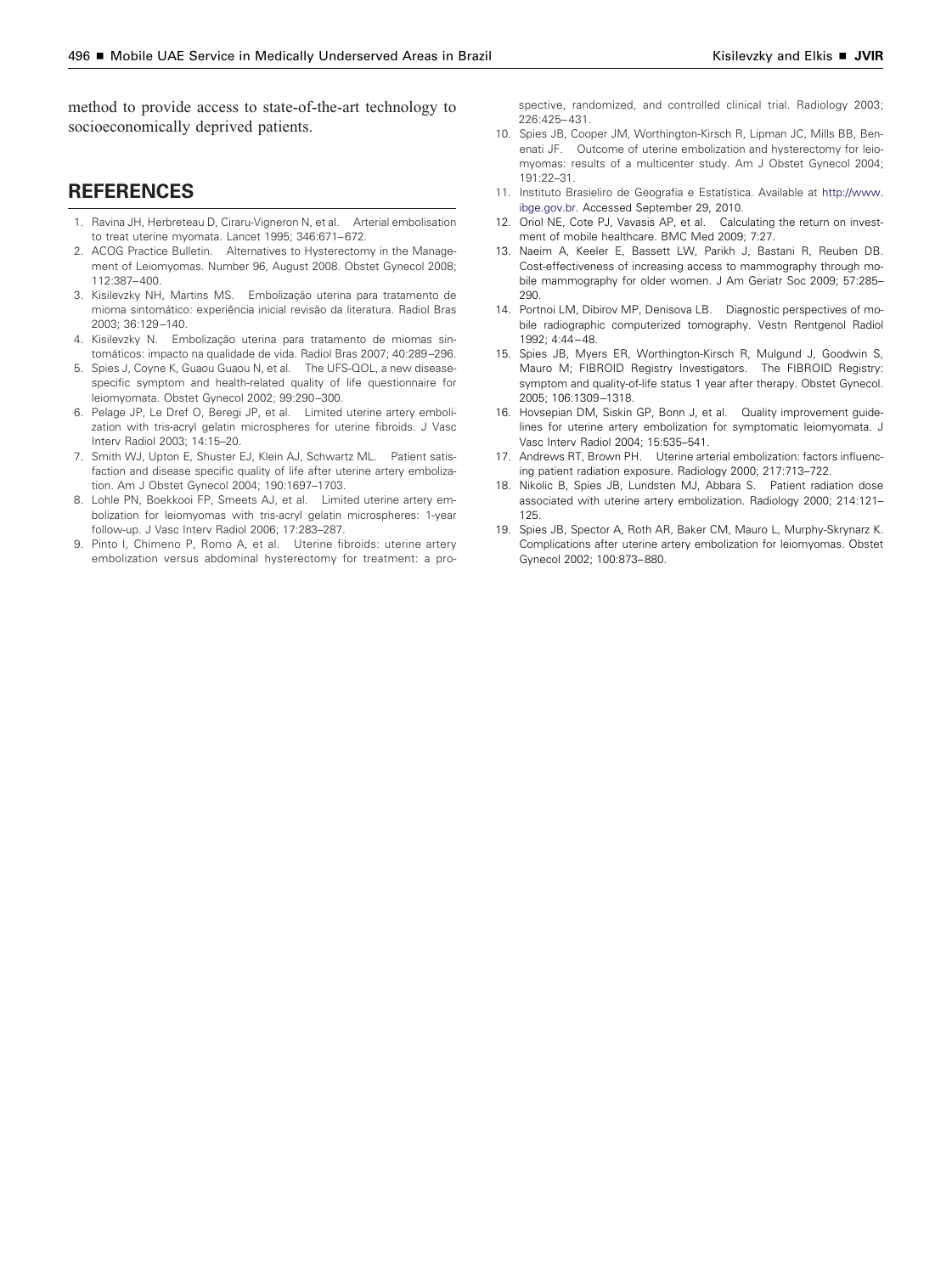method to provide access to state-of-the-art technology to socioeconomically deprived patients.

## REFERENCES

1. Ravina JH, Herbreteau D, Ciraru-Vigneron N, et al. Arterial embolisation to treat uterine myomata. Lancet 1995; 346:671–672.
2. ACOG Practice Bulletin. Alternatives to Hysterectomy in the Management of Leiomyomas. Number 96, August 2008. Obstet Gynecol 2008; 112:387–400.
3. Kisilevzky NH, Martins MS. Embolização uterina para tratamento de mioma sintomático: experiência inicial revisão da literatura. Radiol Bras 2003; 36:129–140.
4. Kisilevzky N. Embolização uterina para tratamento de miomas sintomáticos: impacto na qualidade de vida. Radiol Bras 2007; 40:289–296.
5. Spies J, Coyne K, Guaou Guaou N, et al. The UFS-QOL, a new disease-specific symptom and health-related quality of life questionnaire for leiomyomata. Obstet Gynecol 2002; 99:290–300.
6. Pelage JP, Le Dref O, Beregi JP, et al. Limited uterine artery embolization with tris-acryl gelatin microspheres for uterine fibroids. J Vasc Interv Radiol 2003; 14:15–20.
7. Smith WJ, Upton E, Shuster EJ, Klein AJ, Schwartz ML. Patient satisfaction and disease specific quality of life after uterine artery embolization. Am J Obstet Gynecol 2004; 190:1697–1703.
8. Lohle PN, Boekkooi FP, Smeets AJ, et al. Limited uterine artery embolization for leiomyomas with tris-acryl gelatin microspheres: 1-year follow-up. J Vasc Interv Radiol 2006; 17:283–287.
9. Pinto I, Chimeno P, Romo A, et al. Uterine fibroids: uterine artery embolization versus abdominal hysterectomy for treatment: a prospective, randomized, and controlled clinical trial. Radiology 2003; 226:425–431.
10. Spies JB, Cooper JM, Worthington-Kirsch R, Lipman JC, Mills BB, Benenati JF. Outcome of uterine embolization and hysterectomy for leiomyomas: results of a multicenter study. Am J Obstet Gynecol 2004; 191:22–31.
11. Instituto Brasieliro de Geografia e Estatística. Available at http://www.ibge.gov.br. Accessed September 29, 2010.
12. Oriol NE, Cote PJ, Vavasis AP, et al. Calculating the return on investment of mobile healthcare. BMC Med 2009; 7:27.
13. Naeim A, Keeler E, Bassett LW, Parikh J, Bastani R, Reuben DB. Cost-effectiveness of increasing access to mammography through mobile mammography for older women. J Am Geriatr Soc 2009; 57:285–290.
14. Portnoi LM, Dibirov MP, Denisova LB. Diagnostic perspectives of mobile radiographic computerized tomography. Vestn Rentgenol Radiol 1992; 4:44–48.
15. Spies JB, Myers ER, Worthington-Kirsch R, Mulgund J, Goodwin S, Mauro M; FIBROID Registry Investigators. The FIBROID Registry: symptom and quality-of-life status 1 year after therapy. Obstet Gynecol. 2005; 106:1309–1318.
16. Hovsepian DM, Siskin GP, Bonn J, et al. Quality improvement guidelines for uterine artery embolization for symptomatic leiomyomata. J Vasc Interv Radiol 2004; 15:535–541.
17. Andrews RT, Brown PH. Uterine arterial embolization: factors influencing patient radiation exposure. Radiology 2000; 217:713–722.
18. Nikolic B, Spies JB, Lundsten MJ, Abbara S. Patient radiation dose associated with uterine artery embolization. Radiology 2000; 214:121–125.
19. Spies JB, Spector A, Roth AR, Baker CM, Mauro L, Murphy-Skrynarz K. Complications after uterine artery embolization for leiomyomas. Obstet Gynecol 2002; 100:873–880.